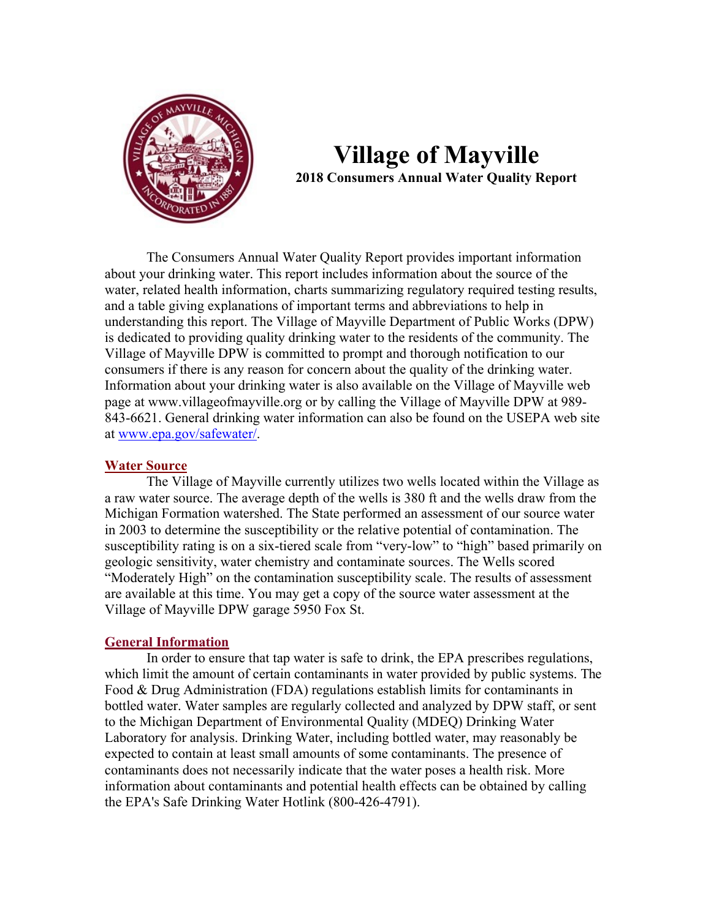# Village of Mayville

**2018 Consumers Annual Water Quality Report**

The Consumers Annual Water Quality Report provides important information about your drinking water. This report includes information about the source of the water, related health information, charts summarizing regulatory required testing results, and a table giving explanations of important terms and abbreviations to help in understanding this report. The Village of Mayville Department of Public Works (DPW) is dedicated to providing quality drinking water to the residents of the community. The Village of Mayville DPW is committed to prompt and thorough notification to our consumers if there is any reason for concern about the quality of the drinking water. Information about your drinking water is also available on the Village of Mayville web page at www.villageofmayville.org or by calling the Village of Mayville DPW at 989-843-6621. General drinking water information can also be found on the USEPA web site at www.epa.gov/safewater/.

## Water Source

The Village of Mayville currently utilizes two wells located within the Village as a raw water source. The average depth of the wells is 380 ft and the wells draw from the Michigan Formation watershed. The State performed an assessment of our source water in 2003 to determine the susceptibility or the relative potential of contamination. The susceptibility rating is on a six-tiered scale from "very-low" to "high" based primarily on geologic sensitivity, water chemistry and contaminate sources. The Wells scored "Moderately High" on the contamination susceptibility scale. The results of assessment are available at this time. You may get a copy of the source water assessment at the Village of Mayville DPW garage 5950 Fox St.

## General Information

In order to ensure that tap water is safe to drink, the EPA prescribes regulations, which limit the amount of certain contaminants in water provided by public systems. The Food & Drug Administration (FDA) regulations establish limits for contaminants in bottled water. Water samples are regularly collected and analyzed by DPW staff, or sent to the Michigan Department of Environmental Quality (MDEQ) Drinking Water Laboratory for analysis. Drinking Water, including bottled water, may reasonably be expected to contain at least small amounts of some contaminants. The presence of contaminants does not necessarily indicate that the water poses a health risk. More information about contaminants and potential health effects can be obtained by calling the EPA's Safe Drinking Water Hotlink (800-426-4791).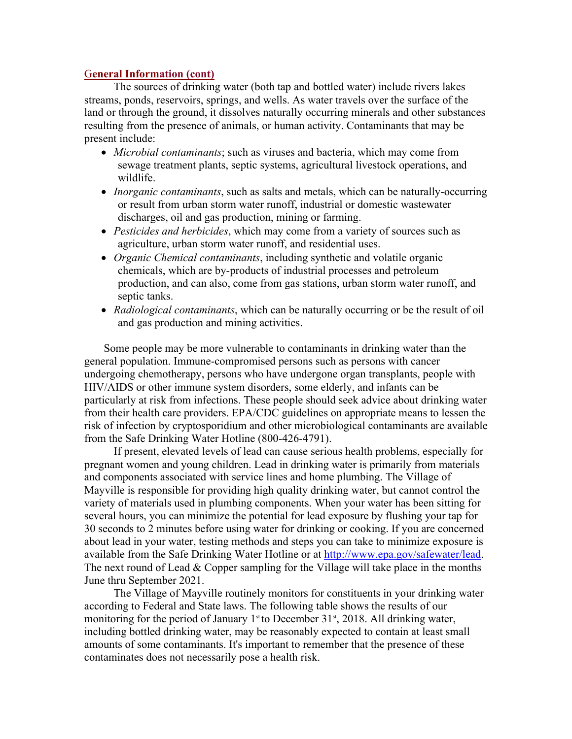## General Information (cont)

The sources of drinking water (both tap and bottled water) include rivers lakes streams, ponds, reservoirs, springs, and wells. As water travels over the surface of the land or through the ground, it dissolves naturally occurring minerals and other substances resulting from the presence of animals, or human activity. Contaminants that may be present include:

- *Microbial contaminants*; such as viruses and bacteria, which may come from sewage treatment plants, septic systems, agricultural livestock operations, and wildlife.
- *Inorganic contaminants*, such as salts and metals, which can be naturally-occurring or result from urban storm water runoff, industrial or domestic wastewater discharges, oil and gas production, mining or farming.
- *Pesticides and herbicides*, which may come from a variety of sources such as agriculture, urban storm water runoff, and residential uses.
- *Organic Chemical contaminants*, including synthetic and volatile organic chemicals, which are by-products of industrial processes and petroleum production, and can also, come from gas stations, urban storm water runoff, and septic tanks.
- *Radiological contaminants*, which can be naturally occurring or be the result of oil and gas production and mining activities.

Some people may be more vulnerable to contaminants in drinking water than the general population. Immune-compromised persons such as persons with cancer undergoing chemotherapy, persons who have undergone organ transplants, people with HIV/AIDS or other immune system disorders, some elderly, and infants can be particularly at risk from infections. These people should seek advice about drinking water from their health care providers. EPA/CDC guidelines on appropriate means to lessen the risk of infection by cryptosporidium and other microbiological contaminants are available from the Safe Drinking Water Hotline (800-426-4791).

If present, elevated levels of lead can cause serious health problems, especially for pregnant women and young children. Lead in drinking water is primarily from materials and components associated with service lines and home plumbing. The Village of Mayville is responsible for providing high quality drinking water, but cannot control the variety of materials used in plumbing components. When your water has been sitting for several hours, you can minimize the potential for lead exposure by flushing your tap for 30 seconds to 2 minutes before using water for drinking or cooking. If you are concerned about lead in your water, testing methods and steps you can take to minimize exposure is available from the Safe Drinking Water Hotline or at http://www.epa.gov/safewater/lead. The next round of Lead & Copper sampling for the Village will take place in the months June thru September 2021.

The Village of Mayville routinely monitors for constituents in your drinking water according to Federal and State laws. The following table shows the results of our monitoring for the period of January 1st to December 31st, 2018. All drinking water, including bottled drinking water, may be reasonably expected to contain at least small amounts of some contaminants. It's important to remember that the presence of these contaminates does not necessarily pose a health risk.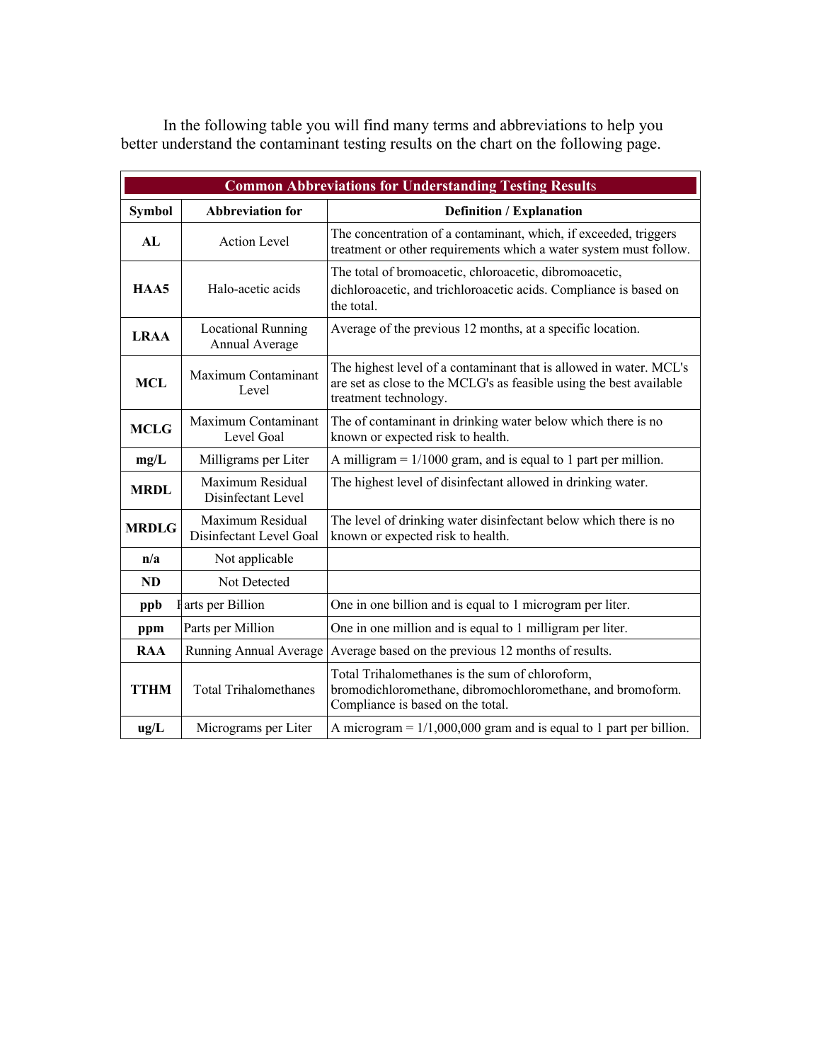In the following table you will find many terms and abbreviations to help you better understand the contaminant testing results on the chart on the following page.

| Common Abbreviations for Understanding Testing Results | | |
|---|---|---|
| **Symbol** | **Abbreviation for** | **Definition / Explanation** |
| **AL** | Action Level | The concentration of a contaminant, which, if exceeded, triggers treatment or other requirements which a water system must follow. |
| **HAA5** | Halo-acetic acids | The total of bromoacetic, chloroacetic, dibromoacetic, dichloroacetic, and trichloroacetic acids. Compliance is based on the total. |
| **LRAA** | Locational Running Annual Average | Average of the previous 12 months, at a specific location. |
| **MCL** | Maximum Contaminant Level | The highest level of a contaminant that is allowed in water. MCL's are set as close to the MCLG's as feasible using the best available treatment technology. |
| **MCLG** | Maximum Contaminant Level Goal | The of contaminant in drinking water below which there is no known or expected risk to health. |
| **mg/L** | Milligrams per Liter | A milligram = 1/1000 gram, and is equal to 1 part per million. |
| **MRDL** | Maximum Residual Disinfectant Level | The highest level of disinfectant allowed in drinking water. |
| **MRDLG** | Maximum Residual Disinfectant Level Goal | The level of drinking water disinfectant below which there is no known or expected risk to health. |
| **n/a** | Not applicable | |
| **ND** | Not Detected | |
| **ppb** | Parts per Billion | One in one billion and is equal to 1 microgram per liter. |
| **ppm** | Parts per Million | One in one million and is equal to 1 milligram per liter. |
| **RAA** | Running Annual Average | Average based on the previous 12 months of results. |
| **TTHM** | Total Trihalomethanes | Total Trihalomethanes is the sum of chloroform, bromodichloromethane, dibromochloromethane, and bromoform. Compliance is based on the total. |
| **ug/L** | Micrograms per Liter | A microgram = 1/1,000,000 gram and is equal to 1 part per billion. |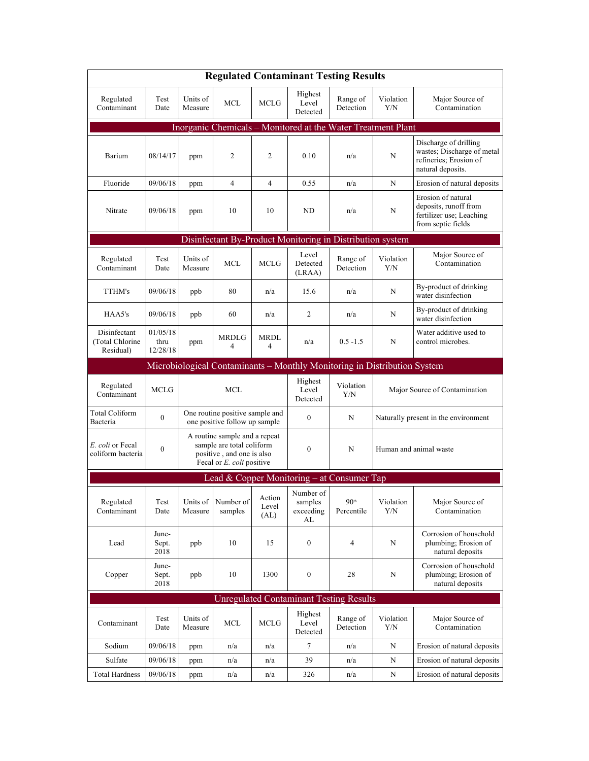## Regulated Contaminant Testing Results

| Regulated Contaminant | Test Date | Units of Measure | MCL | MCLG | Highest Level Detected | Range of Detection | Violation Y/N | Major Source of Contamination |
|---|---|---|---|---|---|---|---|---|
| **Inorganic Chemicals – Monitored at the Water Treatment Plant** | | | | | | | | |
| Barium | 08/14/17 | ppm | 2 | 2 | 0.10 | n/a | N | Discharge of drilling wastes; Discharge of metal refineries; Erosion of natural deposits. |
| Fluoride | 09/06/18 | ppm | 4 | 4 | 0.55 | n/a | N | Erosion of natural deposits |
| Nitrate | 09/06/18 | ppm | 10 | 10 | ND | n/a | N | Erosion of natural deposits, runoff from fertilizer use; Leaching from septic fields |

### Disinfectant By-Product Monitoring in Distribution system

| Regulated Contaminant | Test Date | Units of Measure | MCL | MCLG | Level Detected (LRAA) | Range of Detection | Violation Y/N | Major Source of Contamination |
|---|---|---|---|---|---|---|---|---|
| TTHM's | 09/06/18 | ppb | 80 | n/a | 15.6 | n/a | N | By-product of drinking water disinfection |
| HAA5's | 09/06/18 | ppb | 60 | n/a | 2 | n/a | N | By-product of drinking water disinfection |
| Disinfectant (Total Chlorine Residual) | 01/05/18 thru 12/28/18 | ppm | MRDLG 4 | MRDL 4 | n/a | 0.5 -1.5 | N | Water additive used to control microbes. |

### Microbiological Contaminants – Monthly Monitoring in Distribution System

| Regulated Contaminant | MCLG | MCL | Highest Level Detected | Violation Y/N | Major Source of Contamination |
|---|---|---|---|---|---|
| Total Coliform Bacteria | 0 | One routine positive sample and one positive follow up sample | 0 | N | Naturally present in the environment |
| *E. coli* or Fecal coliform bacteria | 0 | A routine sample and a repeat sample are total coliform positive , and one is also Fecal or *E. coli* positive | 0 | N | Human and animal waste |

### Lead & Copper Monitoring – at Consumer Tap

| Regulated Contaminant | Test Date | Units of Measure | Number of samples | Action Level (AL) | Number of samples exceeding AL | 90th Percentile | Violation Y/N | Major Source of Contamination |
|---|---|---|---|---|---|---|---|---|
| Lead | June-Sept. 2018 | ppb | 10 | 15 | 0 | 4 | N | Corrosion of household plumbing; Erosion of natural deposits |
| Copper | June-Sept. 2018 | ppb | 10 | 1300 | 0 | 28 | N | Corrosion of household plumbing; Erosion of natural deposits |

## Unregulated Contaminant Testing Results

| Contaminant | Test Date | Units of Measure | MCL | MCLG | Highest Level Detected | Range of Detection | Violation Y/N | Major Source of Contamination |
|---|---|---|---|---|---|---|---|---|
| Sodium | 09/06/18 | ppm | n/a | n/a | 7 | n/a | N | Erosion of natural deposits |
| Sulfate | 09/06/18 | ppm | n/a | n/a | 39 | n/a | N | Erosion of natural deposits |
| Total Hardness | 09/06/18 | ppm | n/a | n/a | 326 | n/a | N | Erosion of natural deposits |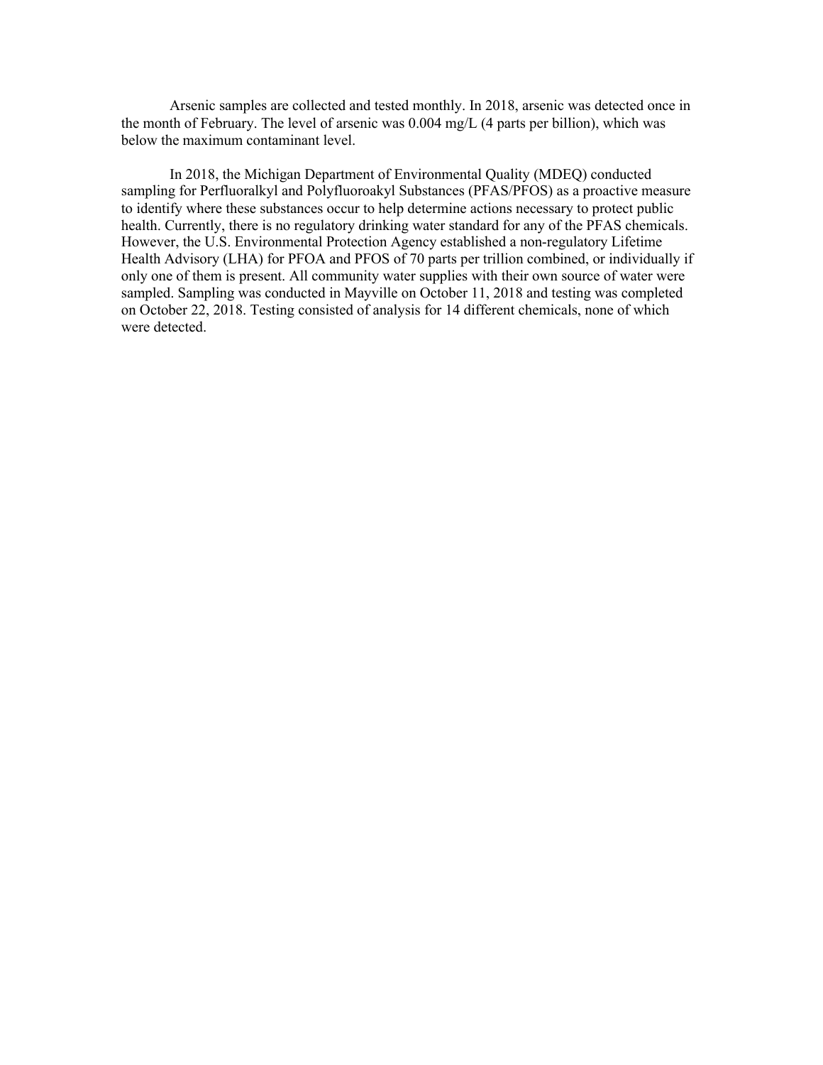Arsenic samples are collected and tested monthly. In 2018, arsenic was detected once in the month of February. The level of arsenic was 0.004 mg/L (4 parts per billion), which was below the maximum contaminant level.

In 2018, the Michigan Department of Environmental Quality (MDEQ) conducted sampling for Perfluoralkyl and Polyfluoroakyl Substances (PFAS/PFOS) as a proactive measure to identify where these substances occur to help determine actions necessary to protect public health. Currently, there is no regulatory drinking water standard for any of the PFAS chemicals. However, the U.S. Environmental Protection Agency established a non-regulatory Lifetime Health Advisory (LHA) for PFOA and PFOS of 70 parts per trillion combined, or individually if only one of them is present. All community water supplies with their own source of water were sampled. Sampling was conducted in Mayville on October 11, 2018 and testing was completed on October 22, 2018. Testing consisted of analysis for 14 different chemicals, none of which were detected.